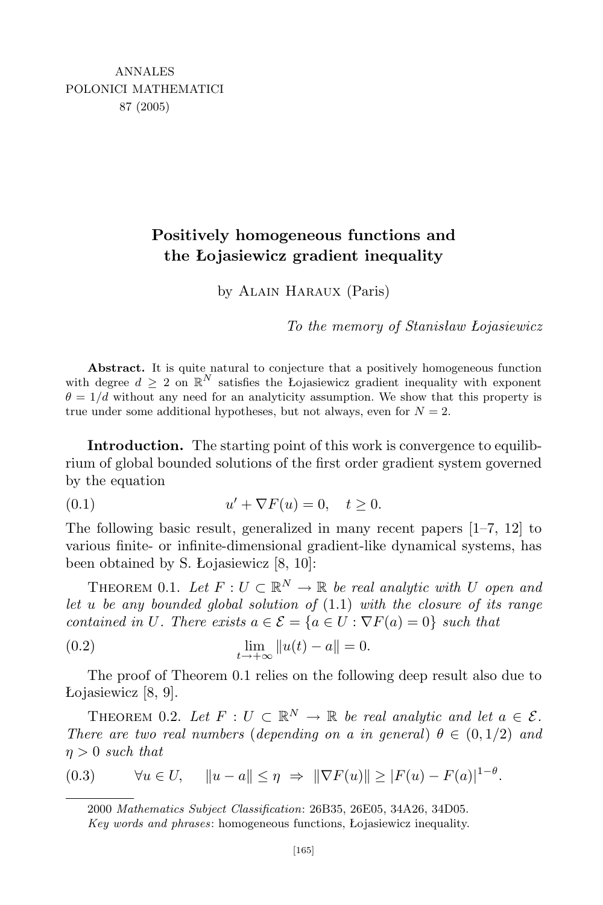# Positively homogeneous functions and the Łojasiewicz gradient inequality

by Alain Haraux (Paris)

*To the memory of Stanisław Łojasiewicz*

**Abstract.** It is quite natural to conjecture that a positively homogeneous function with degree $d \geq 2$ on $\mathbb{R}^N$ satisfies the Łojasiewicz gradient inequality with exponent $\theta = 1/d$ without any need for an analyticity assumption. We show that this property is true under some additional hypotheses, but not always, even for $N = 2$.

**Introduction.** The starting point of this work is convergence to equilibrium of global bounded solutions of the first order gradient system governed by the equation

$$u' + \nabla F(u) = 0, \quad t \geq 0. \tag{0.1}$$

The following basic result, generalized in many recent papers [1–7, 12] to various finite- or infinite-dimensional gradient-like dynamical systems, has been obtained by S. Łojasiewicz [8, 10]:

Theorem 0.1. *Let $F : U \subset \mathbb{R}^N \to \mathbb{R}$ be real analytic with $U$ open and let $u$ be any bounded global solution of* (1.1) *with the closure of its range contained in $U$. There exists $a \in \mathcal{E} = \{a \in U : \nabla F(a) = 0\}$ such that*

$$\lim_{t \to +\infty} \|u(t) - a\| = 0. \tag{0.2}$$

The proof of Theorem 0.1 relies on the following deep result also due to Łojasiewicz [8, 9].

Theorem 0.2. *Let $F : U \subset \mathbb{R}^N \to \mathbb{R}$ be real analytic and let $a \in \mathcal{E}$. There are two real numbers* (*depending on $a$ in general*) *$\theta \in (0, 1/2)$ and $\eta > 0$ such that*

$$\forall u \in U, \quad \|u - a\| \leq \eta \ \Rightarrow\ \|\nabla F(u)\| \geq |F(u) - F(a)|^{1-\theta}. \tag{0.3}$$

---

2000 *Mathematics Subject Classification*: 26B35, 26E05, 34A26, 34D05.

*Key words and phrases*: homogeneous functions, Łojasiewicz inequality.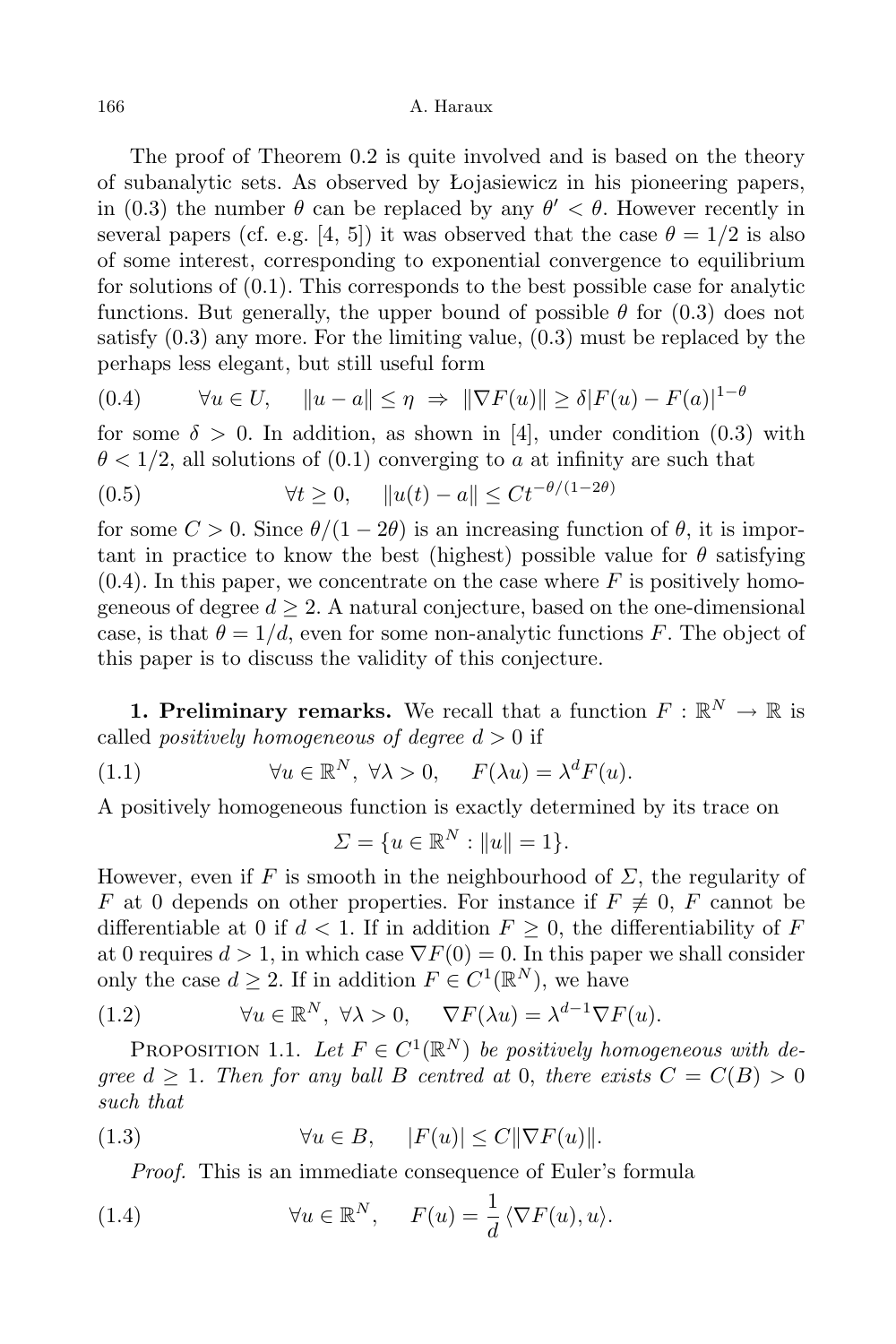The proof of Theorem 0.2 is quite involved and is based on the theory of subanalytic sets. As observed by Łojasiewicz in his pioneering papers, in (0.3) the number $\theta$ can be replaced by any $\theta' < \theta$. However recently in several papers (cf. e.g. [4, 5]) it was observed that the case $\theta = 1/2$ is also of some interest, corresponding to exponential convergence to equilibrium for solutions of (0.1). This corresponds to the best possible case for analytic functions. But generally, the upper bound of possible $\theta$ for (0.3) does not satisfy (0.3) any more. For the limiting value, (0.3) must be replaced by the perhaps less elegant, but still useful form

$$\forall u \in U, \quad \|u - a\| \le \eta \;\Rightarrow\; \|\nabla F(u)\| \ge \delta |F(u) - F(a)|^{1-\theta} \tag{0.4}$$

for some $\delta > 0$. In addition, as shown in [4], under condition (0.3) with $\theta < 1/2$, all solutions of (0.1) converging to $a$ at infinity are such that

$$\forall t \ge 0, \quad \|u(t) - a\| \le C t^{-\theta/(1-2\theta)} \tag{0.5}$$

for some $C > 0$. Since $\theta/(1-2\theta)$ is an increasing function of $\theta$, it is important in practice to know the best (highest) possible value for $\theta$ satisfying (0.4). In this paper, we concentrate on the case where $F$ is positively homogeneous of degree $d \ge 2$. A natural conjecture, based on the one-dimensional case, is that $\theta = 1/d$, even for some non-analytic functions $F$. The object of this paper is to discuss the validity of this conjecture.

**1. Preliminary remarks.** We recall that a function $F : \mathbb{R}^N \to \mathbb{R}$ is called *positively homogeneous of degree* $d > 0$ if

$$\forall u \in \mathbb{R}^N, \; \forall \lambda > 0, \quad F(\lambda u) = \lambda^d F(u). \tag{1.1}$$

A positively homogeneous function is exactly determined by its trace on

$$\Sigma = \{u \in \mathbb{R}^N : \|u\| = 1\}.$$

However, even if $F$ is smooth in the neighbourhood of $\Sigma$, the regularity of $F$ at 0 depends on other properties. For instance if $F \not\equiv 0$, $F$ cannot be differentiable at 0 if $d < 1$. If in addition $F \ge 0$, the differentiability of $F$ at 0 requires $d > 1$, in which case $\nabla F(0) = 0$. In this paper we shall consider only the case $d \ge 2$. If in addition $F \in C^1(\mathbb{R}^N)$, we have

$$\forall u \in \mathbb{R}^N, \; \forall \lambda > 0, \quad \nabla F(\lambda u) = \lambda^{d-1} \nabla F(u). \tag{1.2}$$

PROPOSITION 1.1. *Let $F \in C^1(\mathbb{R}^N)$ be positively homogeneous with degree $d \ge 1$. Then for any ball $B$ centred at 0, there exists $C = C(B) > 0$ such that*

$$\forall u \in B, \quad |F(u)| \le C \|\nabla F(u)\|. \tag{1.3}$$

*Proof.* This is an immediate consequence of Euler's formula

$$\forall u \in \mathbb{R}^N, \quad F(u) = \frac{1}{d} \langle \nabla F(u), u \rangle. \tag{1.4}$$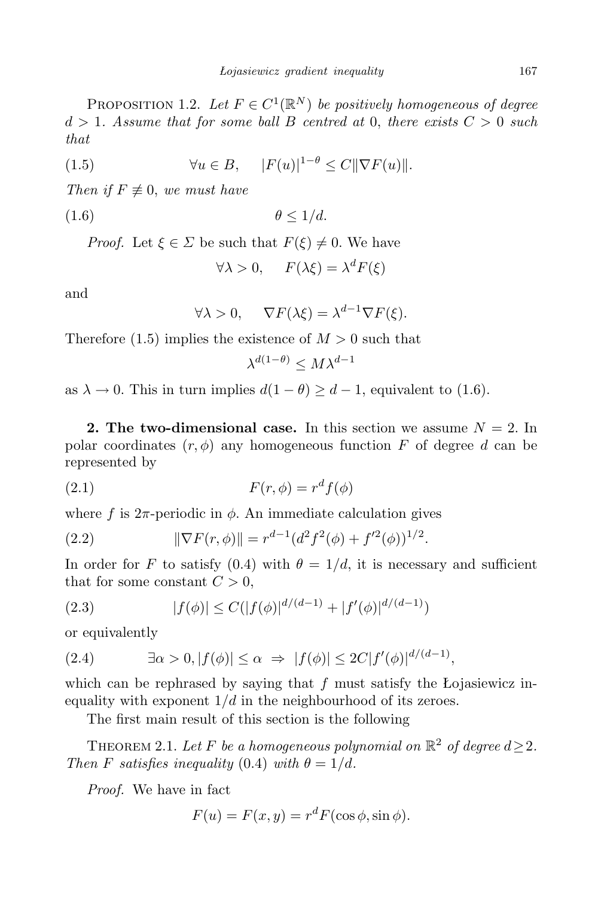PROPOSITION 1.2. *Let $F \in C^1(\mathbb{R}^N)$ be positively homogeneous of degree $d > 1$. Assume that for some ball $B$ centred at $0$, there exists $C > 0$ such that*

$$\forall u \in B, \quad |F(u)|^{1-\theta} \le C\|\nabla F(u)\|. \tag{1.5}$$

*Then if $F \not\equiv 0$, we must have*

$$\theta \le 1/d. \tag{1.6}$$

*Proof.* Let $\xi \in \Sigma$ be such that $F(\xi) \neq 0$. We have

$$\forall \lambda > 0, \quad F(\lambda\xi) = \lambda^d F(\xi)$$

and

$$\forall \lambda > 0, \quad \nabla F(\lambda\xi) = \lambda^{d-1}\nabla F(\xi).$$

Therefore (1.5) implies the existence of $M > 0$ such that

$$\lambda^{d(1-\theta)} \le M\lambda^{d-1}$$

as $\lambda \to 0$. This in turn implies $d(1-\theta) \ge d-1$, equivalent to (1.6).

**2. The two-dimensional case.** In this section we assume $N = 2$. In polar coordinates $(r, \phi)$ any homogeneous function $F$ of degree $d$ can be represented by

$$F(r, \phi) = r^d f(\phi) \tag{2.1}$$

where $f$ is $2\pi$-periodic in $\phi$. An immediate calculation gives

$$\|\nabla F(r, \phi)\| = r^{d-1}(d^2 f^2(\phi) + f'^2(\phi))^{1/2}. \tag{2.2}$$

In order for $F$ to satisfy (0.4) with $\theta = 1/d$, it is necessary and sufficient that for some constant $C > 0$,

$$|f(\phi)| \le C(|f(\phi)|^{d/(d-1)} + |f'(\phi)|^{d/(d-1)}) \tag{2.3}$$

or equivalently

$$\exists \alpha > 0, |f(\phi)| \le \alpha \ \Rightarrow\ |f(\phi)| \le 2C|f'(\phi)|^{d/(d-1)}, \tag{2.4}$$

which can be rephrased by saying that $f$ must satisfy the Łojasiewicz inequality with exponent $1/d$ in the neighbourhood of its zeroes.

The first main result of this section is the following

THEOREM 2.1. *Let $F$ be a homogeneous polynomial on $\mathbb{R}^2$ of degree $d \ge 2$. Then $F$ satisfies inequality (0.4) with $\theta = 1/d$.*

*Proof.* We have in fact

$$F(u) = F(x, y) = r^d F(\cos\phi, \sin\phi).$$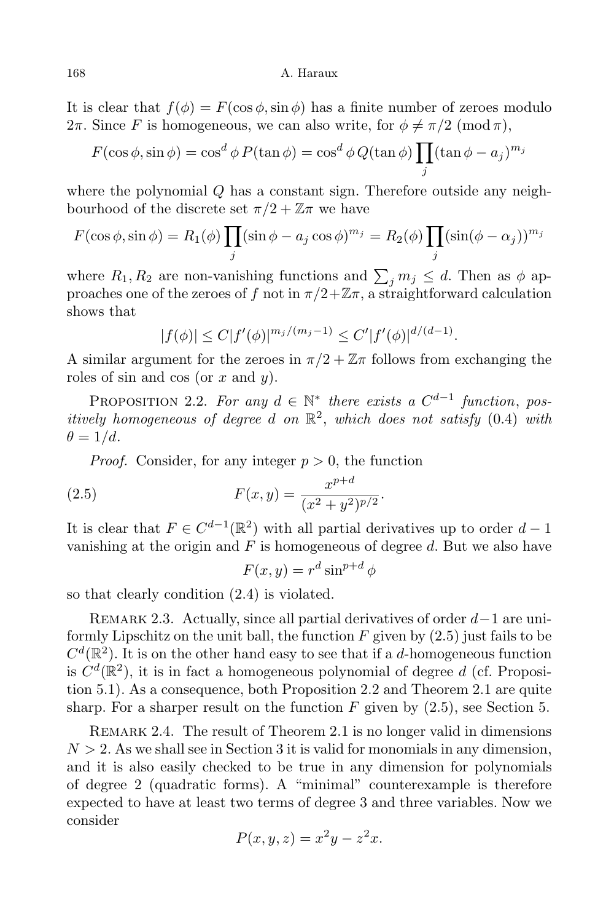It is clear that $f(\phi) = F(\cos\phi, \sin\phi)$ has a finite number of zeroes modulo $2\pi$. Since $F$ is homogeneous, we can also write, for $\phi \neq \pi/2 \pmod{\pi}$,

$$F(\cos\phi, \sin\phi) = \cos^d\phi\, P(\tan\phi) = \cos^d\phi\, Q(\tan\phi)\prod_j(\tan\phi - a_j)^{m_j}$$

where the polynomial $Q$ has a constant sign. Therefore outside any neighbourhood of the discrete set $\pi/2 + \mathbb{Z}\pi$ we have

$$F(\cos\phi, \sin\phi) = R_1(\phi)\prod_j(\sin\phi - a_j\cos\phi)^{m_j} = R_2(\phi)\prod_j(\sin(\phi - \alpha_j))^{m_j}$$

where $R_1, R_2$ are non-vanishing functions and $\sum_j m_j \leq d$. Then as $\phi$ approaches one of the zeroes of $f$ not in $\pi/2+\mathbb{Z}\pi$, a straightforward calculation shows that

$$|f(\phi)| \leq C|f'(\phi)|^{m_j/(m_j-1)} \leq C'|f'(\phi)|^{d/(d-1)}.$$

A similar argument for the zeroes in $\pi/2 + \mathbb{Z}\pi$ follows from exchanging the roles of sin and cos (or $x$ and $y$).

Proposition 2.2. *For any $d \in \mathbb{N}^*$ there exists a $C^{d-1}$ function, positively homogeneous of degree $d$ on $\mathbb{R}^2$, which does not satisfy* (0.4) *with $\theta = 1/d$.*

*Proof.* Consider, for any integer $p > 0$, the function

$$F(x, y) = \frac{x^{p+d}}{(x^2 + y^2)^{p/2}}. \tag{2.5}$$

It is clear that $F \in C^{d-1}(\mathbb{R}^2)$ with all partial derivatives up to order $d-1$ vanishing at the origin and $F$ is homogeneous of degree $d$. But we also have

$$F(x, y) = r^d \sin^{p+d}\phi$$

so that clearly condition (2.4) is violated.

Remark 2.3. Actually, since all partial derivatives of order $d-1$ are uniformly Lipschitz on the unit ball, the function $F$ given by (2.5) just fails to be $C^d(\mathbb{R}^2)$. It is on the other hand easy to see that if a $d$-homogeneous function is $C^d(\mathbb{R}^2)$, it is in fact a homogeneous polynomial of degree $d$ (cf. Proposition 5.1). As a consequence, both Proposition 2.2 and Theorem 2.1 are quite sharp. For a sharper result on the function $F$ given by (2.5), see Section 5.

Remark 2.4. The result of Theorem 2.1 is no longer valid in dimensions $N > 2$. As we shall see in Section 3 it is valid for monomials in any dimension, and it is also easily checked to be true in any dimension for polynomials of degree 2 (quadratic forms). A "minimal" counterexample is therefore expected to have at least two terms of degree 3 and three variables. Now we consider

$$P(x, y, z) = x^2y - z^2x.$$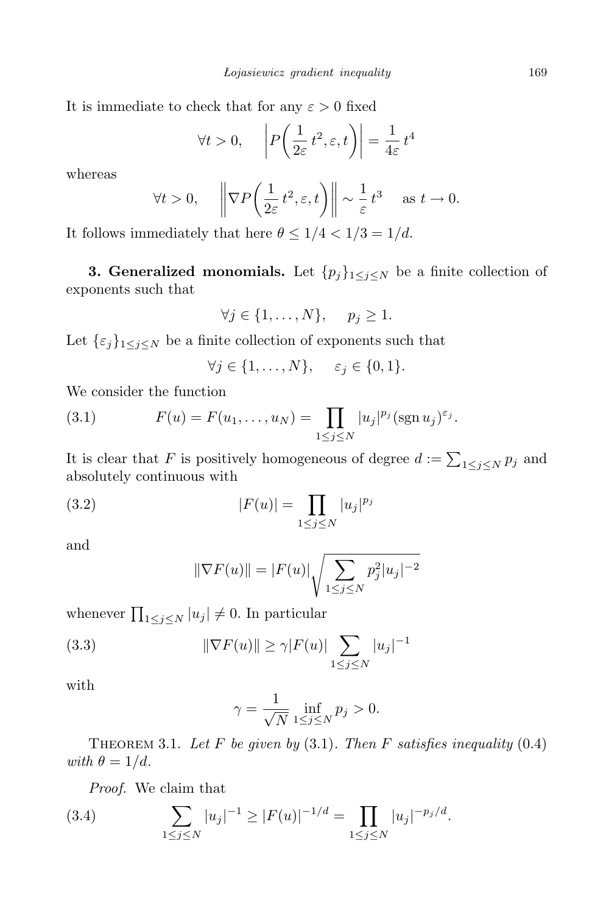It is immediate to check that for any $\varepsilon > 0$ fixed

$$\forall t > 0, \quad \left| P\left(\frac{1}{2\varepsilon}\, t^2, \varepsilon, t\right) \right| = \frac{1}{4\varepsilon}\, t^4$$

whereas

$$\forall t > 0, \quad \left\| \nabla P\left(\frac{1}{2\varepsilon}\, t^2, \varepsilon, t\right) \right\| \sim \frac{1}{\varepsilon}\, t^3 \quad \text{ as } t \to 0.$$

It follows immediately that here $\theta \le 1/4 < 1/3 = 1/d$.

**3. Generalized monomials.** Let $\{p_j\}_{1 \le j \le N}$ be a finite collection of exponents such that

$$\forall j \in \{1, \ldots, N\}, \quad p_j \ge 1.$$

Let $\{\varepsilon_j\}_{1 \le j \le N}$ be a finite collection of exponents such that

$$\forall j \in \{1, \ldots, N\}, \quad \varepsilon_j \in \{0, 1\}.$$

We consider the function

$$F(u) = F(u_1, \ldots, u_N) = \prod_{1 \le j \le N} |u_j|^{p_j} (\operatorname{sgn} u_j)^{\varepsilon_j}. \tag{3.1}$$

It is clear that $F$ is positively homogeneous of degree $d := \sum_{1 \le j \le N} p_j$ and absolutely continuous with

$$|F(u)| = \prod_{1 \le j \le N} |u_j|^{p_j} \tag{3.2}$$

and

$$\|\nabla F(u)\| = |F(u)| \sqrt{\sum_{1 \le j \le N} p_j^2 |u_j|^{-2}}$$

whenever $\prod_{1 \le j \le N} |u_j| \ne 0$. In particular

$$\|\nabla F(u)\| \ge \gamma |F(u)| \sum_{1 \le j \le N} |u_j|^{-1} \tag{3.3}$$

with

$$\gamma = \frac{1}{\sqrt{N}} \inf_{1 \le j \le N} p_j > 0.$$

Theorem 3.1. *Let $F$ be given by* (3.1). *Then $F$ satisfies inequality* (0.4) *with $\theta = 1/d$.*

*Proof.* We claim that

$$\sum_{1 \le j \le N} |u_j|^{-1} \ge |F(u)|^{-1/d} = \prod_{1 \le j \le N} |u_j|^{-p_j/d}. \tag{3.4}$$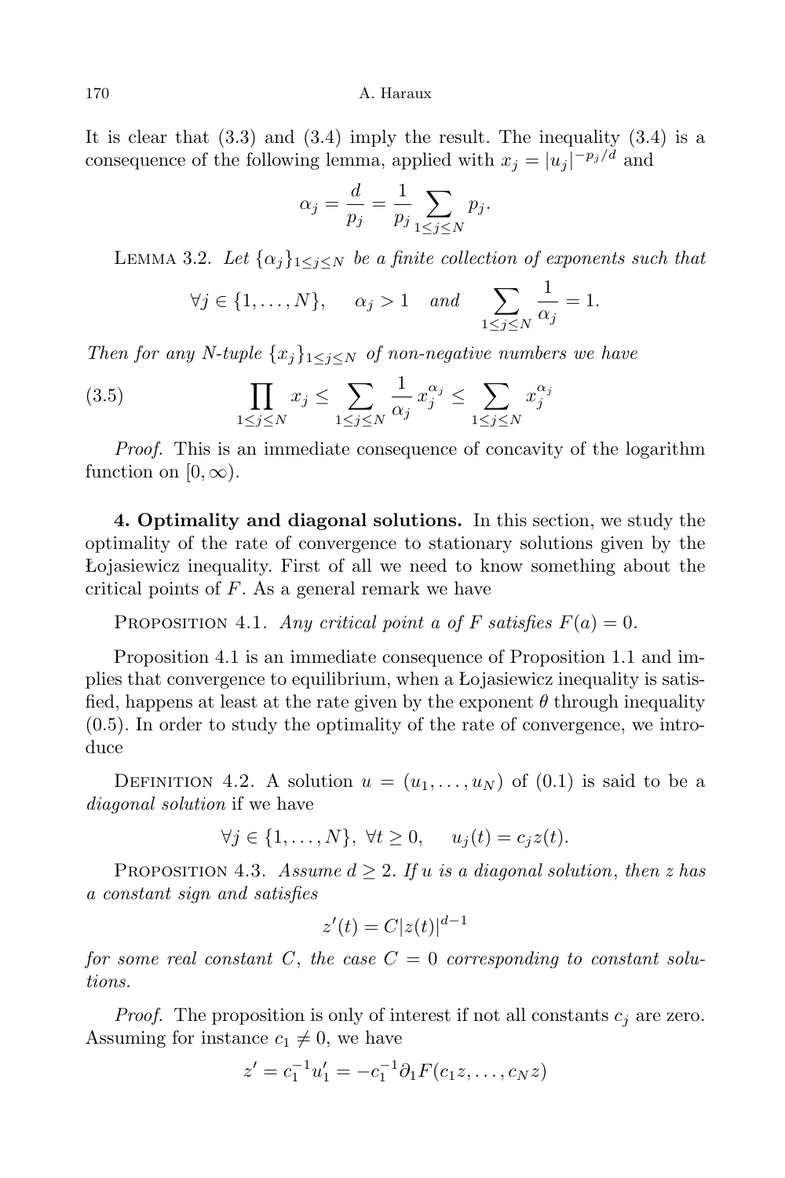It is clear that (3.3) and (3.4) imply the result. The inequality (3.4) is a consequence of the following lemma, applied with $x_j = |u_j|^{-p_j/d}$ and

$$\alpha_j = \frac{d}{p_j} = \frac{1}{p_j}\sum_{1\le j\le N} p_j.$$

LEMMA 3.2. *Let $\{\alpha_j\}_{1\le j\le N}$ be a finite collection of exponents such that*

$$\forall j\in\{1,\dots,N\},\qquad \alpha_j>1 \quad \text{and} \quad \sum_{1\le j\le N}\frac{1}{\alpha_j}=1.$$

*Then for any $N$-tuple $\{x_j\}_{1\le j\le N}$ of non-negative numbers we have*

$$\prod_{1\le j\le N} x_j \le \sum_{1\le j\le N}\frac{1}{\alpha_j}x_j^{\alpha_j} \le \sum_{1\le j\le N} x_j^{\alpha_j} \tag{3.5}$$

*Proof.* This is an immediate consequence of concavity of the logarithm function on $[0,\infty)$.

**4. Optimality and diagonal solutions.** In this section, we study the optimality of the rate of convergence to stationary solutions given by the Łojasiewicz inequality. First of all we need to know something about the critical points of $F$. As a general remark we have

PROPOSITION 4.1. *Any critical point $a$ of $F$ satisfies $F(a)=0$.*

Proposition 4.1 is an immediate consequence of Proposition 1.1 and implies that convergence to equilibrium, when a Łojasiewicz inequality is satisfied, happens at least at the rate given by the exponent $\theta$ through inequality (0.5). In order to study the optimality of the rate of convergence, we introduce

DEFINITION 4.2. A solution $u=(u_1,\dots,u_N)$ of (0.1) is said to be a *diagonal solution* if we have

$$\forall j\in\{1,\dots,N\},\ \forall t\ge 0,\qquad u_j(t)=c_j z(t).$$

PROPOSITION 4.3. *Assume $d\ge 2$. If $u$ is a diagonal solution, then $z$ has a constant sign and satisfies*

$$z'(t)=C|z(t)|^{d-1}$$

*for some real constant $C$, the case $C=0$ corresponding to constant solutions.*

*Proof.* The proposition is only of interest if not all constants $c_j$ are zero. Assuming for instance $c_1\ne 0$, we have

$$z' = c_1^{-1}u_1' = -c_1^{-1}\partial_1 F(c_1 z,\dots,c_N z)$$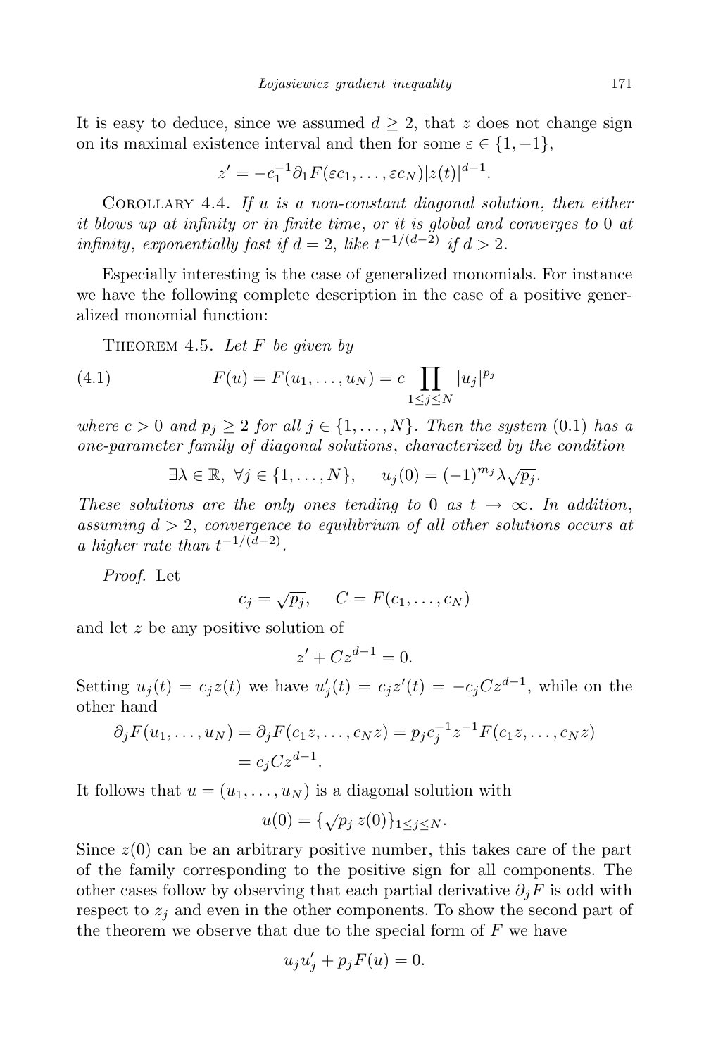It is easy to deduce, since we assumed $d \geq 2$, that $z$ does not change sign on its maximal existence interval and then for some $\varepsilon \in \{1, -1\}$,

$$z' = -c_1^{-1} \partial_1 F(\varepsilon c_1, \ldots, \varepsilon c_N) |z(t)|^{d-1}.$$

Corollary 4.4. *If $u$ is a non-constant diagonal solution, then either it blows up at infinity or in finite time, or it is global and converges to $0$ at infinity, exponentially fast if $d = 2$, like $t^{-1/(d-2)}$ if $d > 2$.*

Especially interesting is the case of generalized monomials. For instance we have the following complete description in the case of a positive generalized monomial function:

Theorem 4.5. *Let $F$ be given by*

$$F(u) = F(u_1, \ldots, u_N) = c \prod_{1 \leq j \leq N} |u_j|^{p_j} \tag{4.1}$$

*where $c > 0$ and $p_j \geq 2$ for all $j \in \{1, \ldots, N\}$. Then the system (0.1) has a one-parameter family of diagonal solutions, characterized by the condition*

$$\exists \lambda \in \mathbb{R},\ \forall j \in \{1, \ldots, N\}, \quad u_j(0) = (-1)^{m_j} \lambda \sqrt{p_j}.$$

*These solutions are the only ones tending to $0$ as $t \to \infty$. In addition, assuming $d > 2$, convergence to equilibrium of all other solutions occurs at a higher rate than $t^{-1/(d-2)}$.*

*Proof.* Let

$$c_j = \sqrt{p_j}, \quad C = F(c_1, \ldots, c_N)$$

and let $z$ be any positive solution of

$$z' + C z^{d-1} = 0.$$

Setting $u_j(t) = c_j z(t)$ we have $u_j'(t) = c_j z'(t) = -c_j C z^{d-1}$, while on the other hand

$$\begin{aligned}
\partial_j F(u_1, \ldots, u_N) = \partial_j F(c_1 z, \ldots, c_N z) &= p_j c_j^{-1} z^{-1} F(c_1 z, \ldots, c_N z) \\
&= c_j C z^{d-1}.
\end{aligned}$$

It follows that $u = (u_1, \ldots, u_N)$ is a diagonal solution with

$$u(0) = \{\sqrt{p_j}\, z(0)\}_{1 \leq j \leq N}.$$

Since $z(0)$ can be an arbitrary positive number, this takes care of the part of the family corresponding to the positive sign for all components. The other cases follow by observing that each partial derivative $\partial_j F$ is odd with respect to $z_j$ and even in the other components. To show the second part of the theorem we observe that due to the special form of $F$ we have

$$u_j u_j' + p_j F(u) = 0.$$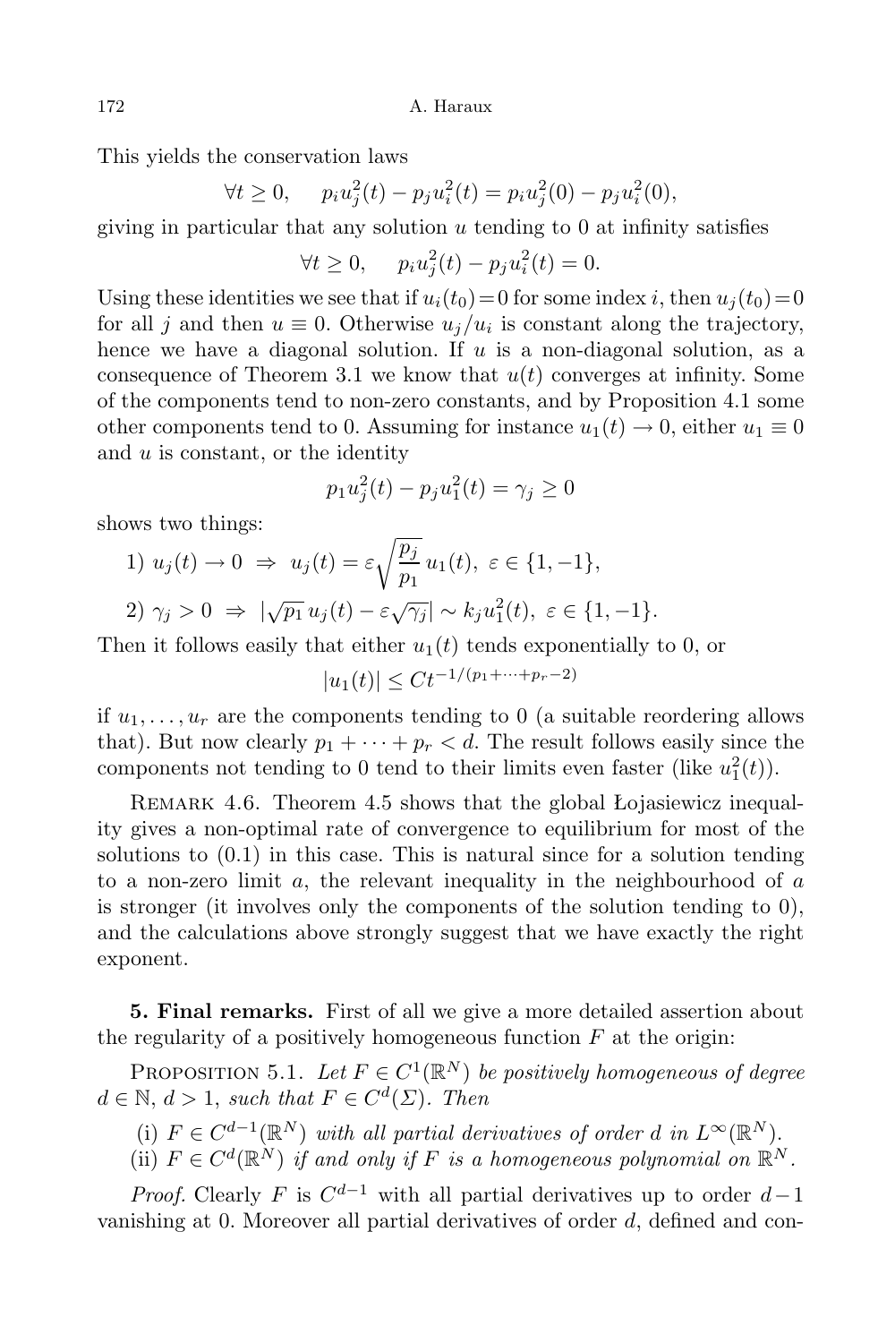This yields the conservation laws

$$\forall t \geq 0, \quad p_i u_j^2(t) - p_j u_i^2(t) = p_i u_j^2(0) - p_j u_i^2(0),$$

giving in particular that any solution $u$ tending to 0 at infinity satisfies

$$\forall t \geq 0, \quad p_i u_j^2(t) - p_j u_i^2(t) = 0.$$

Using these identities we see that if $u_i(t_0) = 0$ for some index $i$, then $u_j(t_0) = 0$ for all $j$ and then $u \equiv 0$. Otherwise $u_j/u_i$ is constant along the trajectory, hence we have a diagonal solution. If $u$ is a non-diagonal solution, as a consequence of Theorem 3.1 we know that $u(t)$ converges at infinity. Some of the components tend to non-zero constants, and by Proposition 4.1 some other components tend to 0. Assuming for instance $u_1(t) \to 0$, either $u_1 \equiv 0$ and $u$ is constant, or the identity

$$p_1 u_j^2(t) - p_j u_1^2(t) = \gamma_j \geq 0$$

shows two things:

1) $u_j(t) \to 0 \ \Rightarrow \ u_j(t) = \varepsilon \sqrt{\dfrac{p_j}{p_1}}\, u_1(t), \ \varepsilon \in \{1, -1\}$,

2) $\gamma_j > 0 \ \Rightarrow \ |\sqrt{p_1}\, u_j(t) - \varepsilon\sqrt{\gamma_j}| \sim k_j u_1^2(t), \ \varepsilon \in \{1, -1\}$.

Then it follows easily that either $u_1(t)$ tends exponentially to 0, or

$$|u_1(t)| \leq C t^{-1/(p_1 + \cdots + p_r - 2)}$$

if $u_1, \ldots, u_r$ are the components tending to 0 (a suitable reordering allows that). But now clearly $p_1 + \cdots + p_r < d$. The result follows easily since the components not tending to 0 tend to their limits even faster (like $u_1^2(t)$).

Remark 4.6. Theorem 4.5 shows that the global Łojasiewicz inequality gives a non-optimal rate of convergence to equilibrium for most of the solutions to (0.1) in this case. This is natural since for a solution tending to a non-zero limit $a$, the relevant inequality in the neighbourhood of $a$ is stronger (it involves only the components of the solution tending to 0), and the calculations above strongly suggest that we have exactly the right exponent.

## 5. Final remarks.

First of all we give a more detailed assertion about the regularity of a positively homogeneous function $F$ at the origin:

Proposition 5.1. *Let $F \in C^1(\mathbb{R}^N)$ be positively homogeneous of degree $d \in \mathbb{N}$, $d > 1$, such that $F \in C^d(\Sigma)$. Then*

(i) *$F \in C^{d-1}(\mathbb{R}^N)$ with all partial derivatives of order $d$ in $L^\infty(\mathbb{R}^N)$.*

(ii) *$F \in C^d(\mathbb{R}^N)$ if and only if $F$ is a homogeneous polynomial on $\mathbb{R}^N$.*

*Proof.* Clearly $F$ is $C^{d-1}$ with all partial derivatives up to order $d-1$ vanishing at 0. Moreover all partial derivatives of order $d$, defined and con-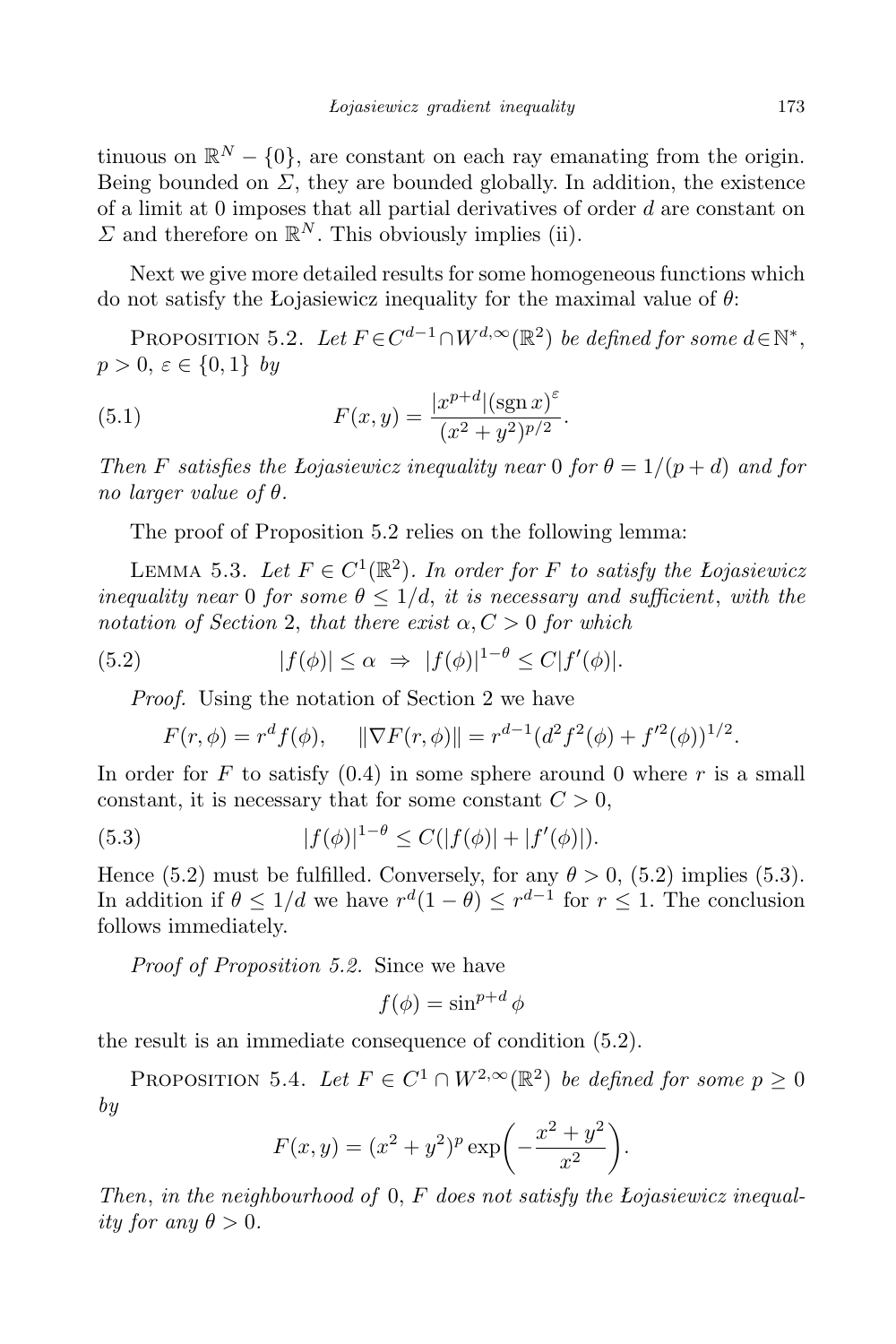tinuous on $\mathbb{R}^N - \{0\}$, are constant on each ray emanating from the origin. Being bounded on $\Sigma$, they are bounded globally. In addition, the existence of a limit at 0 imposes that all partial derivatives of order $d$ are constant on $\Sigma$ and therefore on $\mathbb{R}^N$. This obviously implies (ii).

Next we give more detailed results for some homogeneous functions which do not satisfy the Łojasiewicz inequality for the maximal value of $\theta$:

PROPOSITION 5.2. *Let $F \in C^{d-1} \cap W^{d,\infty}(\mathbb{R}^2)$ be defined for some $d \in \mathbb{N}^*$, $p > 0$, $\varepsilon \in \{0, 1\}$ by*

$$F(x,y) = \frac{|x^{p+d}|(\operatorname{sgn} x)^{\varepsilon}}{(x^2+y^2)^{p/2}}. \tag{5.1}$$

*Then $F$ satisfies the Łojasiewicz inequality near 0 for $\theta = 1/(p+d)$ and for no larger value of $\theta$.*

The proof of Proposition 5.2 relies on the following lemma:

LEMMA 5.3. *Let $F \in C^1(\mathbb{R}^2)$. In order for $F$ to satisfy the Łojasiewicz inequality near 0 for some $\theta \le 1/d$, it is necessary and sufficient, with the notation of Section 2, that there exist $\alpha, C > 0$ for which*

$$|f(\phi)| \le \alpha \ \Rightarrow\ |f(\phi)|^{1-\theta} \le C|f'(\phi)|. \tag{5.2}$$

*Proof.* Using the notation of Section 2 we have

$$F(r,\phi) = r^d f(\phi), \quad \|\nabla F(r,\phi)\| = r^{d-1}(d^2 f^2(\phi) + f'^2(\phi))^{1/2}.$$

In order for $F$ to satisfy (0.4) in some sphere around 0 where $r$ is a small constant, it is necessary that for some constant $C > 0$,

$$|f(\phi)|^{1-\theta} \le C(|f(\phi)| + |f'(\phi)|). \tag{5.3}$$

Hence (5.2) must be fulfilled. Conversely, for any $\theta > 0$, (5.2) implies (5.3). In addition if $\theta \le 1/d$ we have $r^d(1-\theta) \le r^{d-1}$ for $r \le 1$. The conclusion follows immediately.

*Proof of Proposition 5.2.* Since we have

$$f(\phi) = \sin^{p+d}\phi$$

the result is an immediate consequence of condition (5.2).

PROPOSITION 5.4. *Let $F \in C^1 \cap W^{2,\infty}(\mathbb{R}^2)$ be defined for some $p \ge 0$ by*

$$F(x,y) = (x^2+y^2)^p \exp\left(-\frac{x^2+y^2}{x^2}\right).$$

*Then, in the neighbourhood of 0, $F$ does not satisfy the Łojasiewicz inequality for any $\theta > 0$.*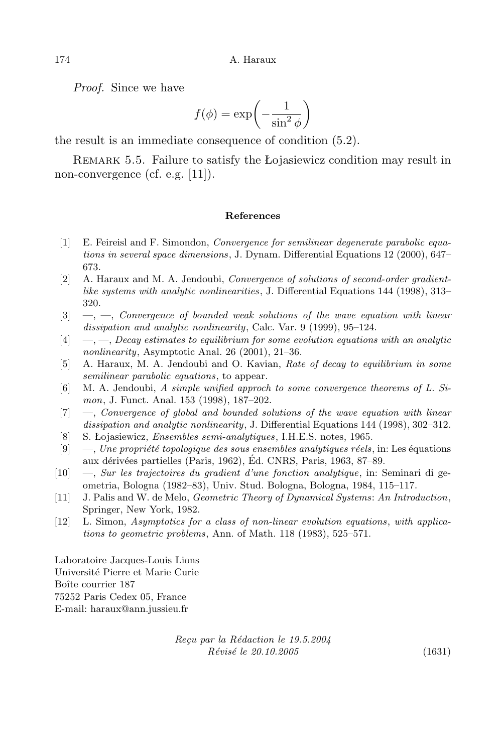*Proof.* Since we have

$$f(\phi) = \exp\left(-\frac{1}{\sin^2 \phi}\right)$$

the result is an immediate consequence of condition (5.2).

REMARK 5.5. Failure to satisfy the Łojasiewicz condition may result in non-convergence (cf. e.g. [11]).

#### References

[1] E. Feireisl and F. Simondon, *Convergence for semilinear degenerate parabolic equations in several space dimensions*, J. Dynam. Differential Equations 12 (2000), 647–673.

[2] A. Haraux and M. A. Jendoubi, *Convergence of solutions of second-order gradient-like systems with analytic nonlinearities*, J. Differential Equations 144 (1998), 313–320.

[3] —, —, *Convergence of bounded weak solutions of the wave equation with linear dissipation and analytic nonlinearity*, Calc. Var. 9 (1999), 95–124.

[4] —, —, *Decay estimates to equilibrium for some evolution equations with an analytic nonlinearity*, Asymptotic Anal. 26 (2001), 21–36.

[5] A. Haraux, M. A. Jendoubi and O. Kavian, *Rate of decay to equilibrium in some semilinear parabolic equations*, to appear.

[6] M. A. Jendoubi, *A simple unified approch to some convergence theorems of L. Simon*, J. Funct. Anal. 153 (1998), 187–202.

[7] —, *Convergence of global and bounded solutions of the wave equation with linear dissipation and analytic nonlinearity*, J. Differential Equations 144 (1998), 302–312.

[8] S. Łojasiewicz, *Ensembles semi-analytiques*, I.H.E.S. notes, 1965.

[9] —, *Une propriété topologique des sous ensembles analytiques réels*, in: Les équations aux dérivées partielles (Paris, 1962), Éd. CNRS, Paris, 1963, 87–89.

[10] —, *Sur les trajectoires du gradient d'une fonction analytique*, in: Seminari di geometria, Bologna (1982–83), Univ. Stud. Bologna, Bologna, 1984, 115–117.

[11] J. Palis and W. de Melo, *Geometric Theory of Dynamical Systems*: *An Introduction*, Springer, New York, 1982.

[12] L. Simon, *Asymptotics for a class of non-linear evolution equations*, *with applications to geometric problems*, Ann. of Math. 118 (1983), 525–571.

Laboratoire Jacques-Louis Lions
Université Pierre et Marie Curie
Boîte courrier 187
75252 Paris Cedex 05, France
E-mail: haraux@ann.jussieu.fr

*Reçu par la Rédaction le 19.5.2004*
*Révisé le 20.10.2005* (1631)